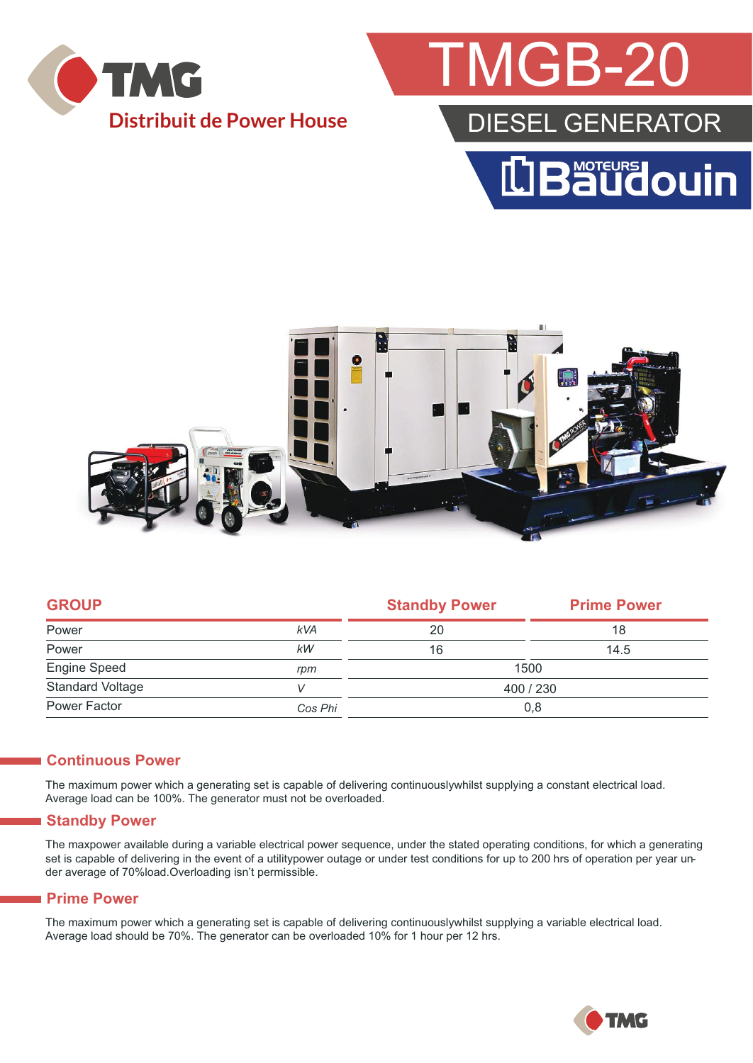TMG

Distribuit de Power House

# TMGB-20

## DIESEL GENERATOR

MOTEURS Baudouin

| GROUP | | Standby Power | Prime Power |
|---|---|---|---|
| Power | kVA | 20 | 18 |
| Power | kW | 16 | 14.5 |
| Engine Speed | rpm | 1500 | |
| Standard Voltage | V | 400 / 230 | |
| Power Factor | Cos Phi | 0,8 | |

## Continuous Power

The maximum power which a generating set is capable of delivering continuouslywhilst supplying a constant electrical load. Average load can be 100%. The generator must not be overloaded.

## Standby Power

The maxpower available during a variable electrical power sequence, under the stated operating conditions, for which a generating set is capable of delivering in the event of a utilitypower outage or under test conditions for up to 200 hrs of operation per year under average of 70%load.Overloading isn't permissible.

## Prime Power

The maximum power which a generating set is capable of delivering continuouslywhilst supplying a variable electrical load. Average load should be 70%. The generator can be overloaded 10% for 1 hour per 12 hrs.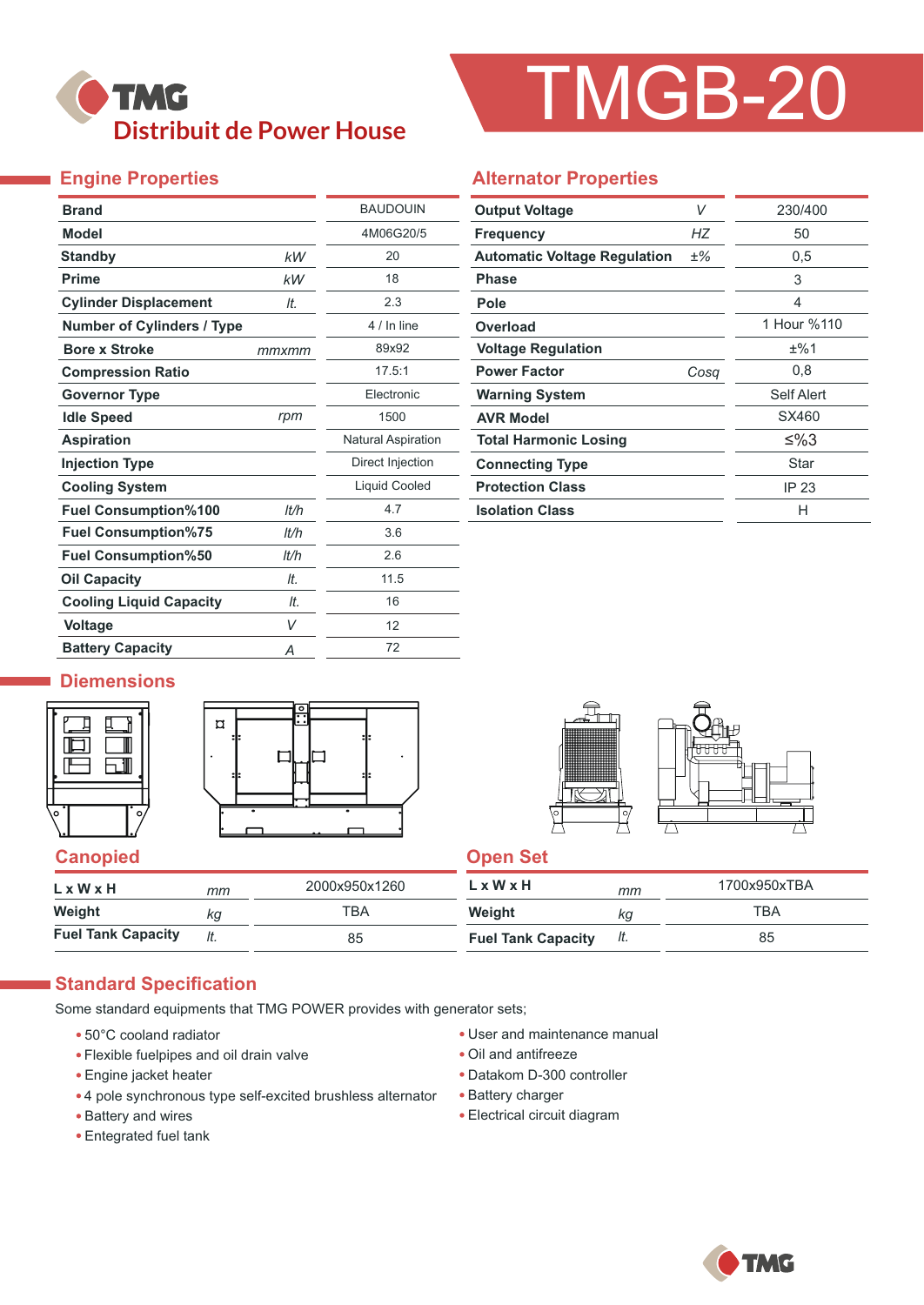TMG

Distribuit de Power House

# TMGB-20

## Engine Properties

| Property | Unit | Value |
|---|---|---|
| **Brand** | | BAUDOUIN |
| **Model** | | 4M06G20/5 |
| **Standby** | *kW* | 20 |
| **Prime** | *kW* | 18 |
| **Cylinder Displacement** | *lt.* | 2.3 |
| **Number of Cylinders / Type** | | 4 / In line |
| **Bore x Stroke** | *mmxmm* | 89x92 |
| **Compression Ratio** | | 17.5:1 |
| **Governor Type** | | Electronic |
| **Idle Speed** | *rpm* | 1500 |
| **Aspiration** | | Natural Aspiration |
| **Injection Type** | | Direct Injection |
| **Cooling System** | | Liquid Cooled |
| **Fuel Consumption%100** | *lt/h* | 4.7 |
| **Fuel Consumption%75** | *lt/h* | 3.6 |
| **Fuel Consumption%50** | *lt/h* | 2.6 |
| **Oil Capacity** | *lt.* | 11.5 |
| **Cooling Liquid Capacity** | *lt.* | 16 |
| **Voltage** | *V* | 12 |
| **Battery Capacity** | *A* | 72 |

## Alternator Properties

| Property | Unit | Value |
|---|---|---|
| **Output Voltage** | *V* | 230/400 |
| **Frequency** | *HZ* | 50 |
| **Automatic Voltage Regulation** | ±% | 0,5 |
| **Phase** | | 3 |
| **Pole** | | 4 |
| **Overload** | | 1 Hour %110 |
| **Voltage Regulation** | | ±%1 |
| **Power Factor** | *Cosq* | 0,8 |
| **Warning System** | | Self Alert |
| **AVR Model** | | SX460 |
| **Total Harmonic Losing** | | ≤%3 |
| **Connecting Type** | | Star |
| **Protection Class** | | IP 23 |
| **Isolation Class** | | H |

## Diemensions

### Canopied

| | Unit | Value |
|---|---|---|
| **L x W x H** | *mm* | 2000x950x1260 |
| **Weight** | *kg* | TBA |
| **Fuel Tank Capacity** | *lt.* | 85 |

### Open Set

| | Unit | Value |
|---|---|---|
| **L x W x H** | *mm* | 1700x950xTBA |
| **Weight** | *kg* | TBA |
| **Fuel Tank Capacity** | *lt.* | 85 |

## Standard Specification

Some standard equipments that TMG POWER provides with generator sets;

- 50°C cooland radiator
- Flexible fuelpipes and oil drain valve
- Engine jacket heater
- 4 pole synchronous type self-excited brushless alternator
- Battery and wires
- Entegrated fuel tank
- User and maintenance manual
- Oil and antifreeze
- Datakom D-300 controller
- Battery charger
- Electrical circuit diagram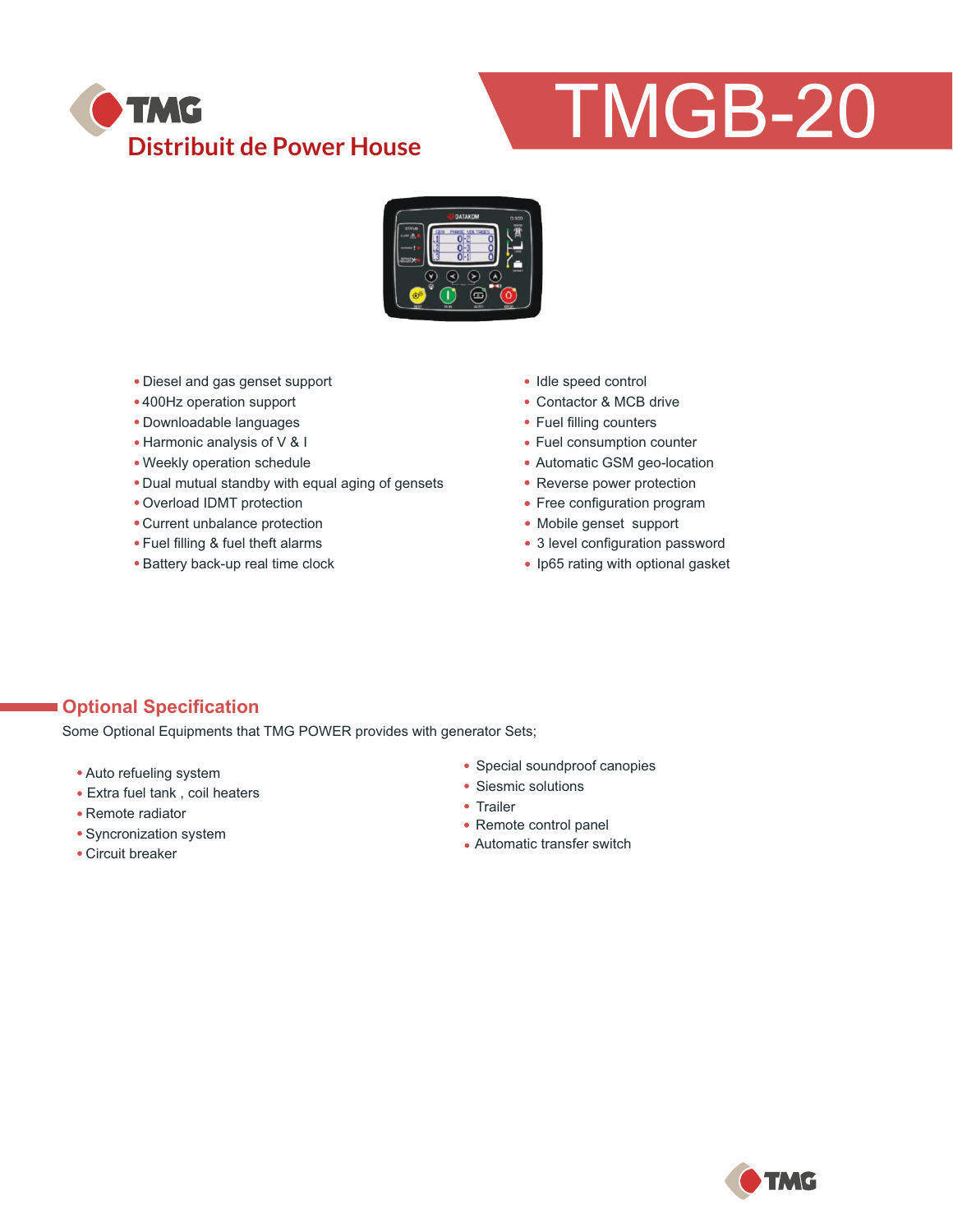TMG

Distribuit de Power House

# TMGB-20

- Diesel and gas genset support
- 400Hz operation support
- Downloadable languages
- Harmonic analysis of V & I
- Weekly operation schedule
- Dual mutual standby with equal aging of gensets
- Overload IDMT protection
- Current unbalance protection
- Fuel filling & fuel theft alarms
- Battery back-up real time clock
- Idle speed control
- Contactor & MCB drive
- Fuel filling counters
- Fuel consumption counter
- Automatic GSM geo-location
- Reverse power protection
- Free configuration program
- Mobile genset support
- 3 level configuration password
- Ip65 rating with optional gasket

## Optional Specification

Some Optional Equipments that TMG POWER provides with generator Sets;

- Auto refueling system
- Extra fuel tank , coil heaters
- Remote radiator
- Syncronization system
- Circuit breaker
- Special soundproof canopies
- Siesmic solutions
- Trailer
- Remote control panel
- Automatic transfer switch